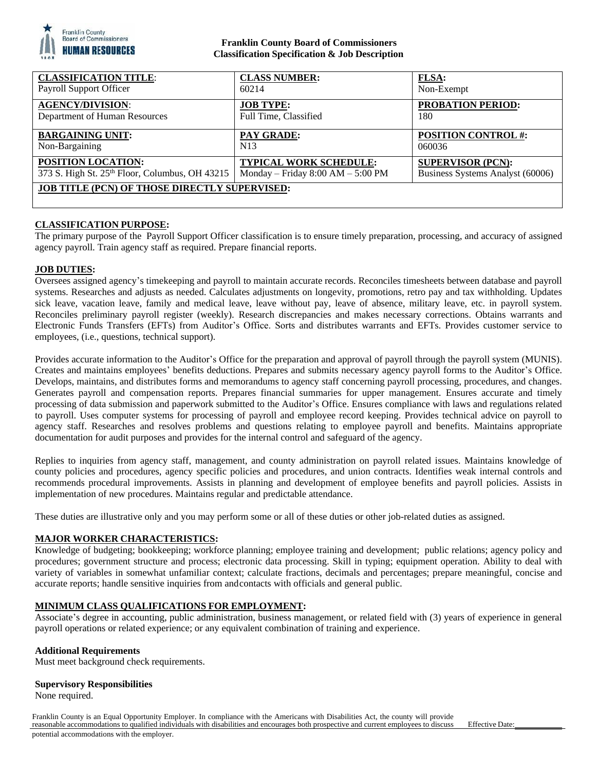**Franklin County Board of Commissioners**
**Classification Specification & Job Description**

| **CLASSIFICATION TITLE**: | **CLASS NUMBER:** | **FLSA:** |
|---|---|---|
| Payroll Support Officer | 60214 | Non-Exempt |
| **AGENCY/DIVISION**: | **JOB TYPE:** | **PROBATION PERIOD:** |
| Department of Human Resources | Full Time, Classified | 180 |
| **BARGAINING UNIT:** | **PAY GRADE:** | **POSITION CONTROL #:** |
| Non-Bargaining | N13 | 060036 |
| **POSITION LOCATION:** | **TYPICAL WORK SCHEDULE:** | **SUPERVISOR (PCN):** |
| 373 S. High St. 25th Floor, Columbus, OH 43215 | Monday – Friday 8:00 AM – 5:00 PM | Business Systems Analyst (60006) |
| **JOB TITLE (PCN) OF THOSE DIRECTLY SUPERVISED:** | | |

## CLASSIFICATION PURPOSE:

The primary purpose of the Payroll Support Officer classification is to ensure timely preparation, processing, and accuracy of assigned agency payroll. Train agency staff as required. Prepare financial reports.

## JOB DUTIES:

Oversees assigned agency's timekeeping and payroll to maintain accurate records. Reconciles timesheets between database and payroll systems. Researches and adjusts as needed. Calculates adjustments on longevity, promotions, retro pay and tax withholding. Updates sick leave, vacation leave, family and medical leave, leave without pay, leave of absence, military leave, etc. in payroll system. Reconciles preliminary payroll register (weekly). Research discrepancies and makes necessary corrections. Obtains warrants and Electronic Funds Transfers (EFTs) from Auditor's Office. Sorts and distributes warrants and EFTs. Provides customer service to employees, (i.e., questions, technical support).

Provides accurate information to the Auditor's Office for the preparation and approval of payroll through the payroll system (MUNIS). Creates and maintains employees' benefits deductions. Prepares and submits necessary agency payroll forms to the Auditor's Office. Develops, maintains, and distributes forms and memorandums to agency staff concerning payroll processing, procedures, and changes. Generates payroll and compensation reports. Prepares financial summaries for upper management. Ensures accurate and timely processing of data submission and paperwork submitted to the Auditor's Office. Ensures compliance with laws and regulations related to payroll. Uses computer systems for processing of payroll and employee record keeping. Provides technical advice on payroll to agency staff. Researches and resolves problems and questions relating to employee payroll and benefits. Maintains appropriate documentation for audit purposes and provides for the internal control and safeguard of the agency.

Replies to inquiries from agency staff, management, and county administration on payroll related issues. Maintains knowledge of county policies and procedures, agency specific policies and procedures, and union contracts. Identifies weak internal controls and recommends procedural improvements. Assists in planning and development of employee benefits and payroll policies. Assists in implementation of new procedures. Maintains regular and predictable attendance.

These duties are illustrative only and you may perform some or all of these duties or other job-related duties as assigned.

## MAJOR WORKER CHARACTERISTICS:

Knowledge of budgeting; bookkeeping; workforce planning; employee training and development; public relations; agency policy and procedures; government structure and process; electronic data processing. Skill in typing; equipment operation. Ability to deal with variety of variables in somewhat unfamiliar context; calculate fractions, decimals and percentages; prepare meaningful, concise and accurate reports; handle sensitive inquiries from andcontacts with officials and general public.

## MINIMUM CLASS QUALIFICATIONS FOR EMPLOYMENT:

Associate's degree in accounting, public administration, business management, or related field with (3) years of experience in general payroll operations or related experience; or any equivalent combination of training and experience.

### Additional Requirements

Must meet background check requirements.

### Supervisory Responsibilities

None required.

Franklin County is an Equal Opportunity Employer. In compliance with the Americans with Disabilities Act, the county will provide reasonable accommodations to qualified individuals with disabilities and encourages both prospective and current employees to discuss potential accommodations with the employer.

Effective Date:____________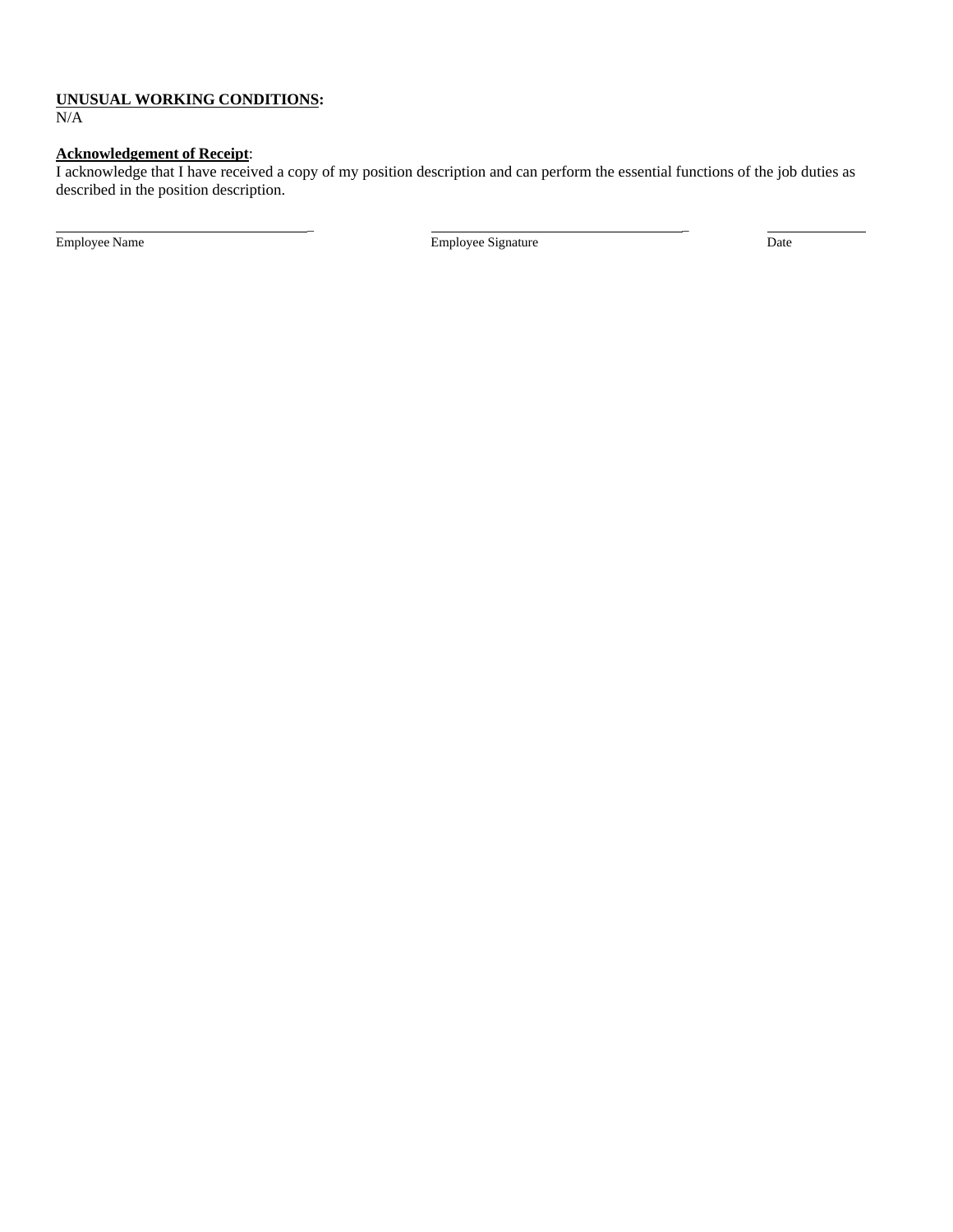**UNUSUAL WORKING CONDITIONS:**
N/A

**Acknowledgement of Receipt**:
I acknowledge that I have received a copy of my position description and can perform the essential functions of the job duties as described in the position description.

| | | |
|---|---|---|
| ______________________________ | ______________________________ | ____________ |
| Employee Name | Employee Signature | Date |